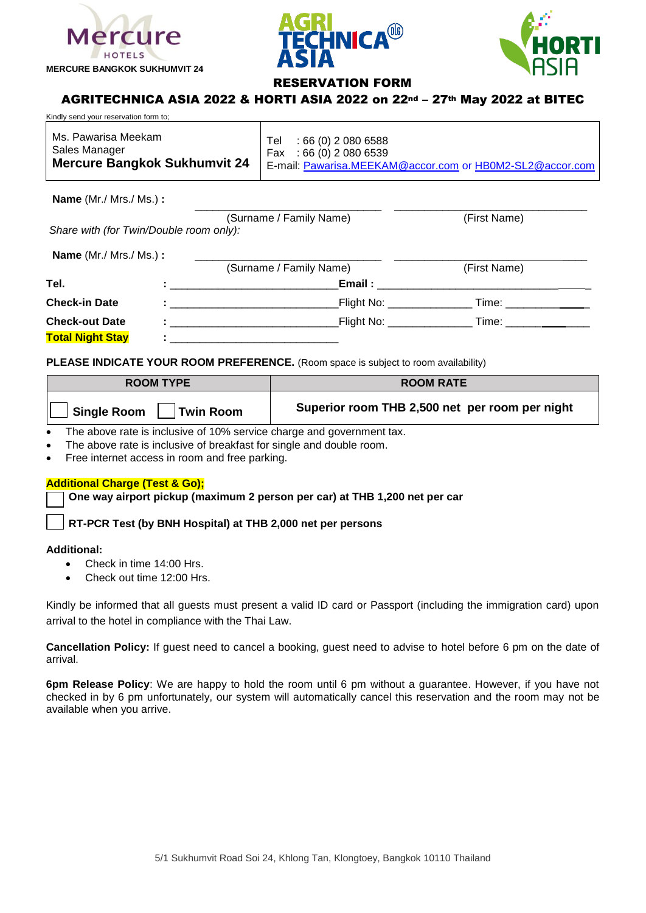**MERCURE BANGKOK SUKHUMVIT 24**

## RESERVATION FORM

## AGRITECHNICA ASIA 2022 & HORTI ASIA 2022 on 22nd – 27th May 2022 at BITEC

Kindly send your reservation form to;

| Ms. Pawarisa Meekam<br>Sales Manager<br>**Mercure Bangkok Sukhumvit 24** | Tel : 66 (0) 2 080 6588<br>Fax : 66 (0) 2 080 6539<br>E-mail: Pawarisa.MEEKAM@accor.com or HB0M2-SL2@accor.com |
|---|---|

**Name** (Mr./ Mrs./ Ms.) **:** ______________________________ ______________________________

(Surname / Family Name) (First Name)

*Share with (for Twin/Double room only):*

**Name** (Mr./ Mrs./ Ms.) **:** ______________________________ ______________________________

(Surname / Family Name) (First Name)

**Tel.** : ___________________________ **Email :** ______________________________

**Check-in Date** : ___________________________ Flight No: _____________ Time: _____________

**Check-out Date** : ___________________________ Flight No: _____________ Time: _____________

**Total Night Stay** : ___________________________

**PLEASE INDICATE YOUR ROOM PREFERENCE.** (Room space is subject to room availability)

| ROOM TYPE | ROOM RATE |
|---|---|
| ☐ **Single Room** ☐ **Twin Room** | **Superior room THB 2,500 net per room per night** |

- The above rate is inclusive of 10% service charge and government tax.
- The above rate is inclusive of breakfast for single and double room.
- Free internet access in room and free parking.

**Additional Charge (Test & Go);**

☐ **One way airport pickup (maximum 2 person per car) at THB 1,200 net per car**

☐ **RT-PCR Test (by BNH Hospital) at THB 2,000 net per persons**

**Additional:**

- Check in time 14:00 Hrs.
- Check out time 12:00 Hrs.

Kindly be informed that all guests must present a valid ID card or Passport (including the immigration card) upon arrival to the hotel in compliance with the Thai Law.

**Cancellation Policy:** If guest need to cancel a booking, guest need to advise to hotel before 6 pm on the date of arrival.

**6pm Release Policy**: We are happy to hold the room until 6 pm without a guarantee. However, if you have not checked in by 6 pm unfortunately, our system will automatically cancel this reservation and the room may not be available when you arrive.

5/1 Sukhumvit Road Soi 24, Khlong Tan, Klongtoey, Bangkok 10110 Thailand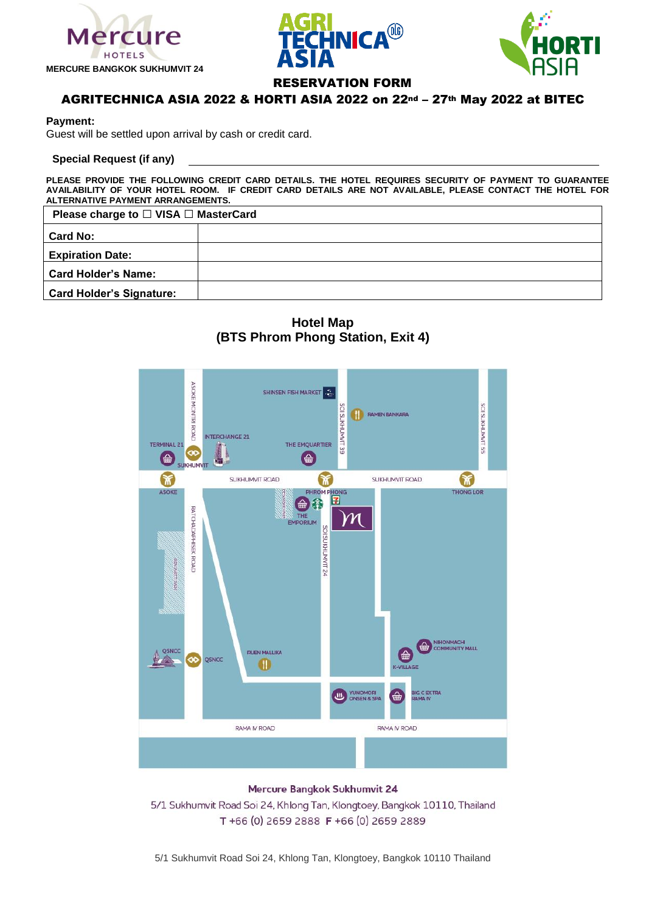MERCURE BANGKOK SUKHUMVIT 24

# RESERVATION FORM

## AGRITECHNICA ASIA 2022 & HORTI ASIA 2022 on 22nd – 27th May 2022 at BITEC

**Payment:**
Guest will be settled upon arrival by cash or credit card.

**Special Request (if any)** ____________________

**PLEASE PROVIDE THE FOLLOWING CREDIT CARD DETAILS. THE HOTEL REQUIRES SECURITY OF PAYMENT TO GUARANTEE AVAILABILITY OF YOUR HOTEL ROOM. IF CREDIT CARD DETAILS ARE NOT AVAILABLE, PLEASE CONTACT THE HOTEL FOR ALTERNATIVE PAYMENT ARRANGEMENTS.**

| **Please charge to ☐ VISA ☐ MasterCard** | |
|---|---|
| **Card No:** | |
| **Expiration Date:** | |
| **Card Holder's Name:** | |
| **Card Holder's Signature:** | |

## Hotel Map
## (BTS Phrom Phong Station, Exit 4)

SHINSEN FISH MARKET
RAMEN BANKARA
SOI SUKHUMVIT 39
SOI SUKHUMVIT 55
ASOKE MONTRI ROAD
INTERCHANGE 21
TERMINAL 21
THE EMQUARTIER
SUKHUMVIT
SUKHUMVIT ROAD
SUKHUMVIT ROAD
ASOKE
PHROM PHONG
THONG LOR
THE EMPORIUM
RATCHADAPHISEK ROAD
SOI SUKHUMVIT 24
QSNCC
QSNCC
RUEN MALLIKA
NIHONMACHI COMMUNITY MALL
K-VILLAGE
YUNOMORI ONSEN & SPA
BIG C EXTRA RAMA IV
RAMA IV ROAD
RAMA IV ROAD

**Mercure Bangkok Sukhumvit 24**
5/1 Sukhumvit Road Soi 24, Khlong Tan, Klongtoey, Bangkok 10110, Thailand
**T** +66 (0) 2659 2888 **F** +66 (0) 2659 2889

5/1 Sukhumvit Road Soi 24, Khlong Tan, Klongtoey, Bangkok 10110 Thailand